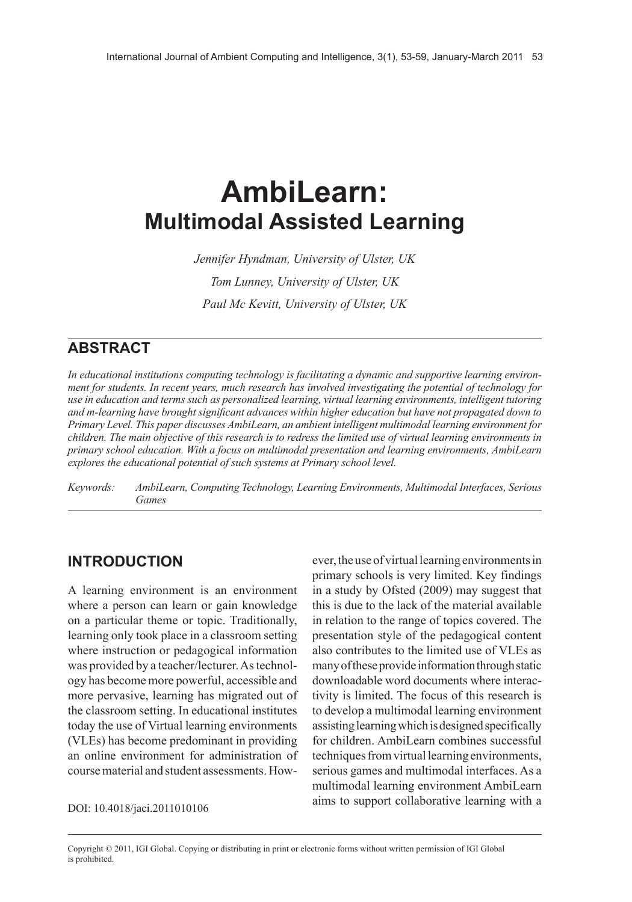# AmbiLearn:
## Multimodal Assisted Learning

*Jennifer Hyndman, University of Ulster, UK*

*Tom Lunney, University of Ulster, UK*

*Paul Mc Kevitt, University of Ulster, UK*

## ABSTRACT

*In educational institutions computing technology is facilitating a dynamic and supportive learning environment for students. In recent years, much research has involved investigating the potential of technology for use in education and terms such as personalized learning, virtual learning environments, intelligent tutoring and m-learning have brought significant advances within higher education but have not propagated down to Primary Level. This paper discusses AmbiLearn, an ambient intelligent multimodal learning environment for children. The main objective of this research is to redress the limited use of virtual learning environments in primary school education. With a focus on multimodal presentation and learning environments, AmbiLearn explores the educational potential of such systems at Primary school level.*

*Keywords: AmbiLearn, Computing Technology, Learning Environments, Multimodal Interfaces, Serious Games*

## INTRODUCTION

A learning environment is an environment where a person can learn or gain knowledge on a particular theme or topic. Traditionally, learning only took place in a classroom setting where instruction or pedagogical information was provided by a teacher/lecturer. As technology has become more powerful, accessible and more pervasive, learning has migrated out of the classroom setting. In educational institutes today the use of Virtual learning environments (VLEs) has become predominant in providing an online environment for administration of course material and student assessments. However, the use of virtual learning environments in primary schools is very limited. Key findings in a study by Ofsted (2009) may suggest that this is due to the lack of the material available in relation to the range of topics covered. The presentation style of the pedagogical content also contributes to the limited use of VLEs as many of these provide information through static downloadable word documents where interactivity is limited. The focus of this research is to develop a multimodal learning environment assisting learning which is designed specifically for children. AmbiLearn combines successful techniques from virtual learning environments, serious games and multimodal interfaces. As a multimodal learning environment AmbiLearn aims to support collaborative learning with a

DOI: 10.4018/jaci.2011010106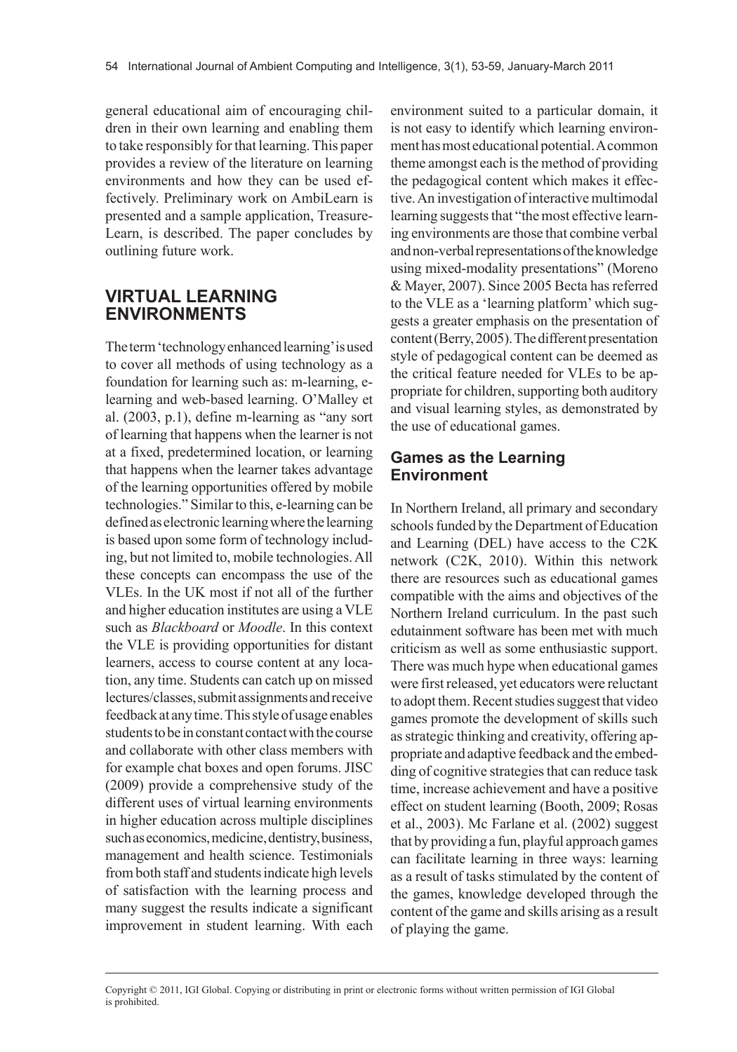general educational aim of encouraging children in their own learning and enabling them to take responsibly for that learning. This paper provides a review of the literature on learning environments and how they can be used effectively. Preliminary work on AmbiLearn is presented and a sample application, TreasureLearn, is described. The paper concludes by outlining future work.

## VIRTUAL LEARNING ENVIRONMENTS

The term 'technology enhanced learning' is used to cover all methods of using technology as a foundation for learning such as: m-learning, e-learning and web-based learning. O'Malley et al. (2003, p.1), define m-learning as "any sort of learning that happens when the learner is not at a fixed, predetermined location, or learning that happens when the learner takes advantage of the learning opportunities offered by mobile technologies." Similar to this, e-learning can be defined as electronic learning where the learning is based upon some form of technology including, but not limited to, mobile technologies. All these concepts can encompass the use of the VLEs. In the UK most if not all of the further and higher education institutes are using a VLE such as *Blackboard* or *Moodle*. In this context the VLE is providing opportunities for distant learners, access to course content at any location, any time. Students can catch up on missed lectures/classes, submit assignments and receive feedback at any time. This style of usage enables students to be in constant contact with the course and collaborate with other class members with for example chat boxes and open forums. JISC (2009) provide a comprehensive study of the different uses of virtual learning environments in higher education across multiple disciplines such as economics, medicine, dentistry, business, management and health science. Testimonials from both staff and students indicate high levels of satisfaction with the learning process and many suggest the results indicate a significant improvement in student learning. With each environment suited to a particular domain, it is not easy to identify which learning environment has most educational potential. A common theme amongst each is the method of providing the pedagogical content which makes it effective. An investigation of interactive multimodal learning suggests that "the most effective learning environments are those that combine verbal and non-verbal representations of the knowledge using mixed-modality presentations" (Moreno & Mayer, 2007). Since 2005 Becta has referred to the VLE as a 'learning platform' which suggests a greater emphasis on the presentation of content (Berry, 2005). The different presentation style of pedagogical content can be deemed as the critical feature needed for VLEs to be appropriate for children, supporting both auditory and visual learning styles, as demonstrated by the use of educational games.

### Games as the Learning Environment

In Northern Ireland, all primary and secondary schools funded by the Department of Education and Learning (DEL) have access to the C2K network (C2K, 2010). Within this network there are resources such as educational games compatible with the aims and objectives of the Northern Ireland curriculum. In the past such edutainment software has been met with much criticism as well as some enthusiastic support. There was much hype when educational games were first released, yet educators were reluctant to adopt them. Recent studies suggest that video games promote the development of skills such as strategic thinking and creativity, offering appropriate and adaptive feedback and the embedding of cognitive strategies that can reduce task time, increase achievement and have a positive effect on student learning (Booth, 2009; Rosas et al., 2003). Mc Farlane et al. (2002) suggest that by providing a fun, playful approach games can facilitate learning in three ways: learning as a result of tasks stimulated by the content of the games, knowledge developed through the content of the game and skills arising as a result of playing the game.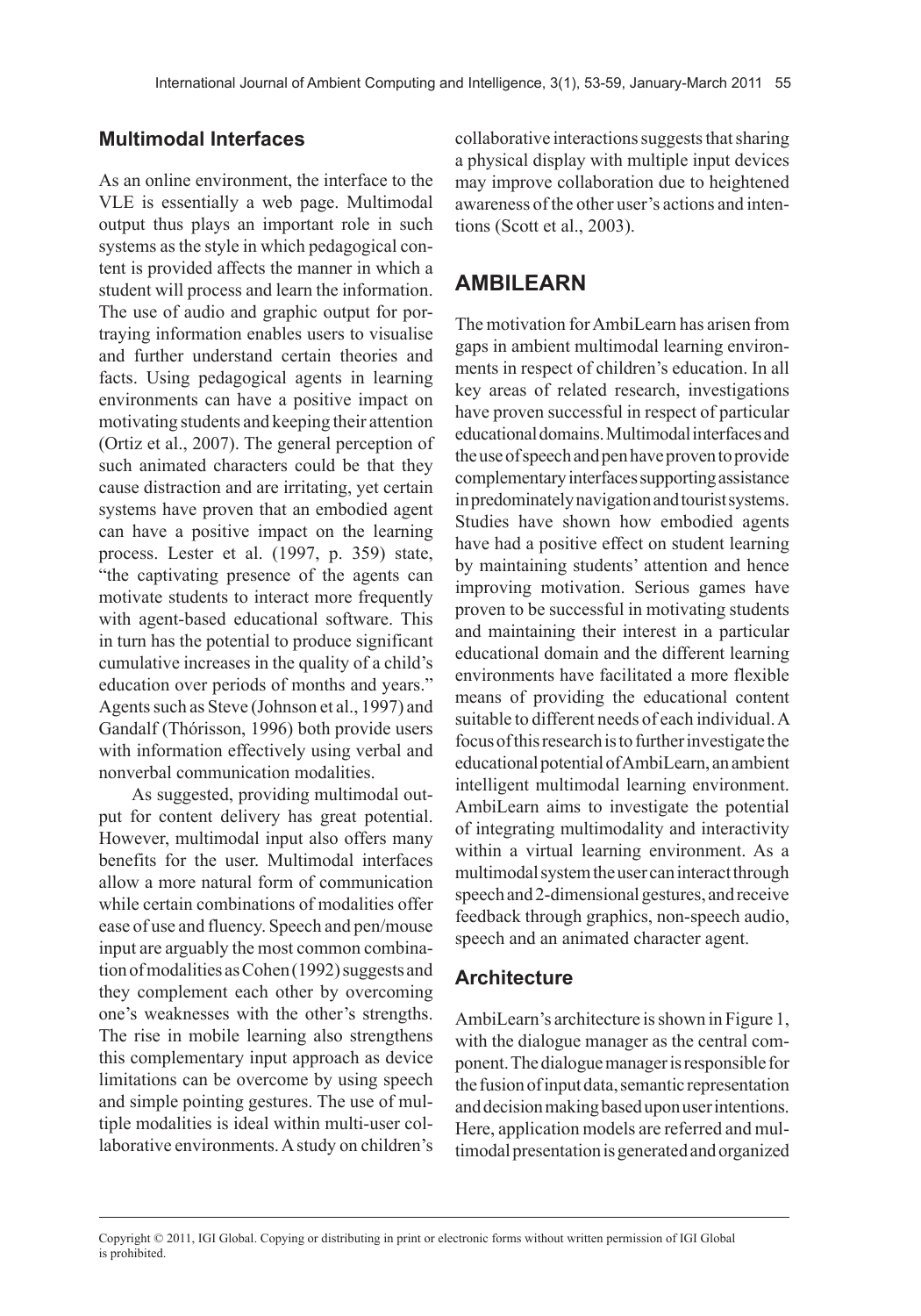### Multimodal Interfaces

As an online environment, the interface to the VLE is essentially a web page. Multimodal output thus plays an important role in such systems as the style in which pedagogical content is provided affects the manner in which a student will process and learn the information. The use of audio and graphic output for portraying information enables users to visualise and further understand certain theories and facts. Using pedagogical agents in learning environments can have a positive impact on motivating students and keeping their attention (Ortiz et al., 2007). The general perception of such animated characters could be that they cause distraction and are irritating, yet certain systems have proven that an embodied agent can have a positive impact on the learning process. Lester et al. (1997, p. 359) state, "the captivating presence of the agents can motivate students to interact more frequently with agent-based educational software. This in turn has the potential to produce significant cumulative increases in the quality of a child's education over periods of months and years." Agents such as Steve (Johnson et al., 1997) and Gandalf (Thórisson, 1996) both provide users with information effectively using verbal and nonverbal communication modalities.

As suggested, providing multimodal output for content delivery has great potential. However, multimodal input also offers many benefits for the user. Multimodal interfaces allow a more natural form of communication while certain combinations of modalities offer ease of use and fluency. Speech and pen/mouse input are arguably the most common combination of modalities as Cohen (1992) suggests and they complement each other by overcoming one's weaknesses with the other's strengths. The rise in mobile learning also strengthens this complementary input approach as device limitations can be overcome by using speech and simple pointing gestures. The use of multiple modalities is ideal within multi-user collaborative environments. A study on children's collaborative interactions suggests that sharing a physical display with multiple input devices may improve collaboration due to heightened awareness of the other user's actions and intentions (Scott et al., 2003).

## AMBILEARN

The motivation for AmbiLearn has arisen from gaps in ambient multimodal learning environments in respect of children's education. In all key areas of related research, investigations have proven successful in respect of particular educational domains. Multimodal interfaces and the use of speech and pen have proven to provide complementary interfaces supporting assistance in predominately navigation and tourist systems. Studies have shown how embodied agents have had a positive effect on student learning by maintaining students' attention and hence improving motivation. Serious games have proven to be successful in motivating students and maintaining their interest in a particular educational domain and the different learning environments have facilitated a more flexible means of providing the educational content suitable to different needs of each individual. A focus of this research is to further investigate the educational potential of AmbiLearn, an ambient intelligent multimodal learning environment. AmbiLearn aims to investigate the potential of integrating multimodality and interactivity within a virtual learning environment. As a multimodal system the user can interact through speech and 2-dimensional gestures, and receive feedback through graphics, non-speech audio, speech and an animated character agent.

### Architecture

AmbiLearn's architecture is shown in Figure 1, with the dialogue manager as the central component. The dialogue manager is responsible for the fusion of input data, semantic representation and decision making based upon user intentions. Here, application models are referred and multimodal presentation is generated and organized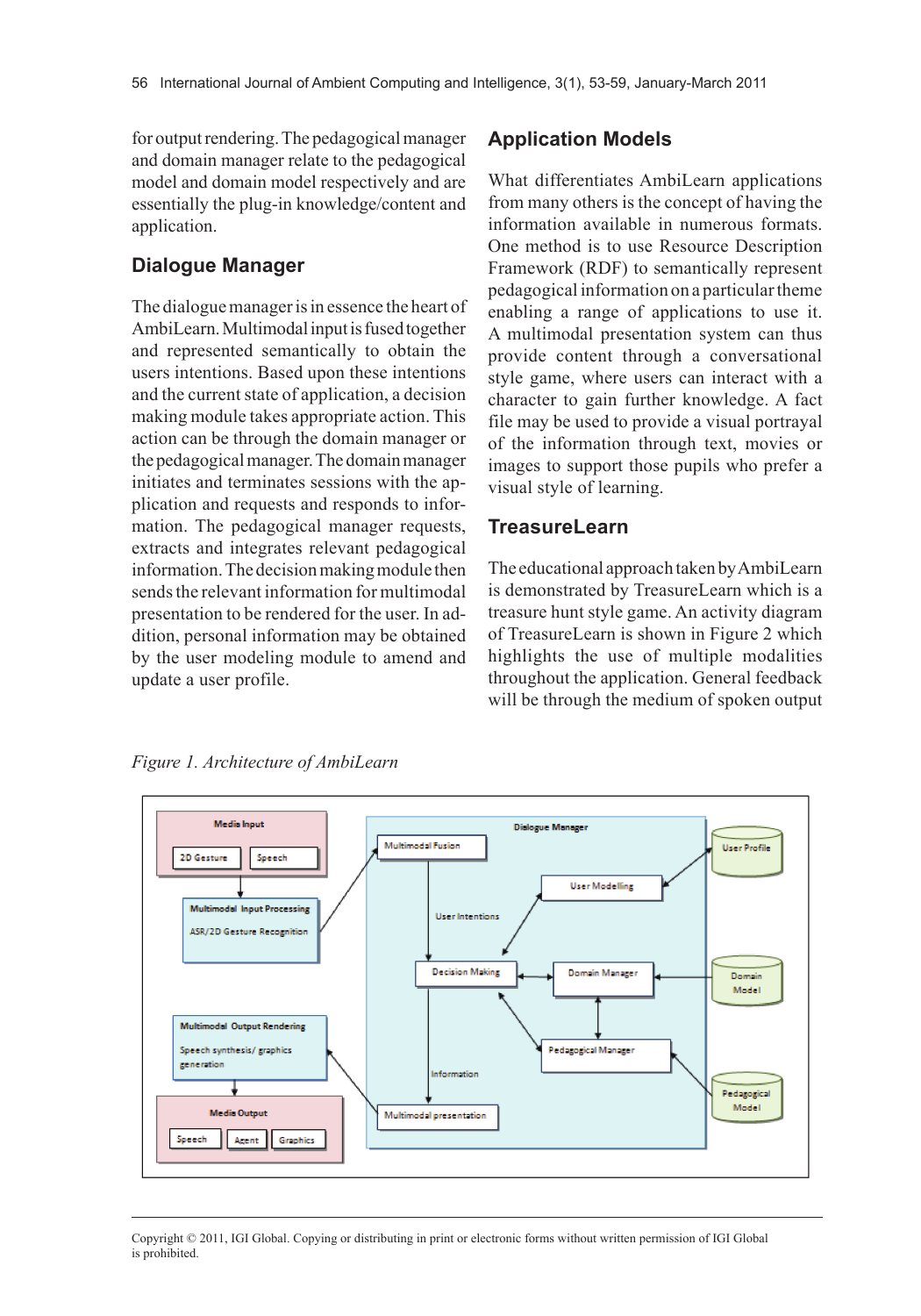for output rendering. The pedagogical manager and domain manager relate to the pedagogical model and domain model respectively and are essentially the plug-in knowledge/content and application.

## Dialogue Manager

The dialogue manager is in essence the heart of AmbiLearn. Multimodal input is fused together and represented semantically to obtain the users intentions. Based upon these intentions and the current state of application, a decision making module takes appropriate action. This action can be through the domain manager or the pedagogical manager. The domain manager initiates and terminates sessions with the application and requests and responds to information. The pedagogical manager requests, extracts and integrates relevant pedagogical information. The decision making module then sends the relevant information for multimodal presentation to be rendered for the user. In addition, personal information may be obtained by the user modeling module to amend and update a user profile.

## Application Models

What differentiates AmbiLearn applications from many others is the concept of having the information available in numerous formats. One method is to use Resource Description Framework (RDF) to semantically represent pedagogical information on a particular theme enabling a range of applications to use it. A multimodal presentation system can thus provide content through a conversational style game, where users can interact with a character to gain further knowledge. A fact file may be used to provide a visual portrayal of the information through text, movies or images to support those pupils who prefer a visual style of learning.

## TreasureLearn

The educational approach taken by AmbiLearn is demonstrated by TreasureLearn which is a treasure hunt style game. An activity diagram of TreasureLearn is shown in Figure 2 which highlights the use of multiple modalities throughout the application. General feedback will be through the medium of spoken output

*Figure 1. Architecture of AmbiLearn*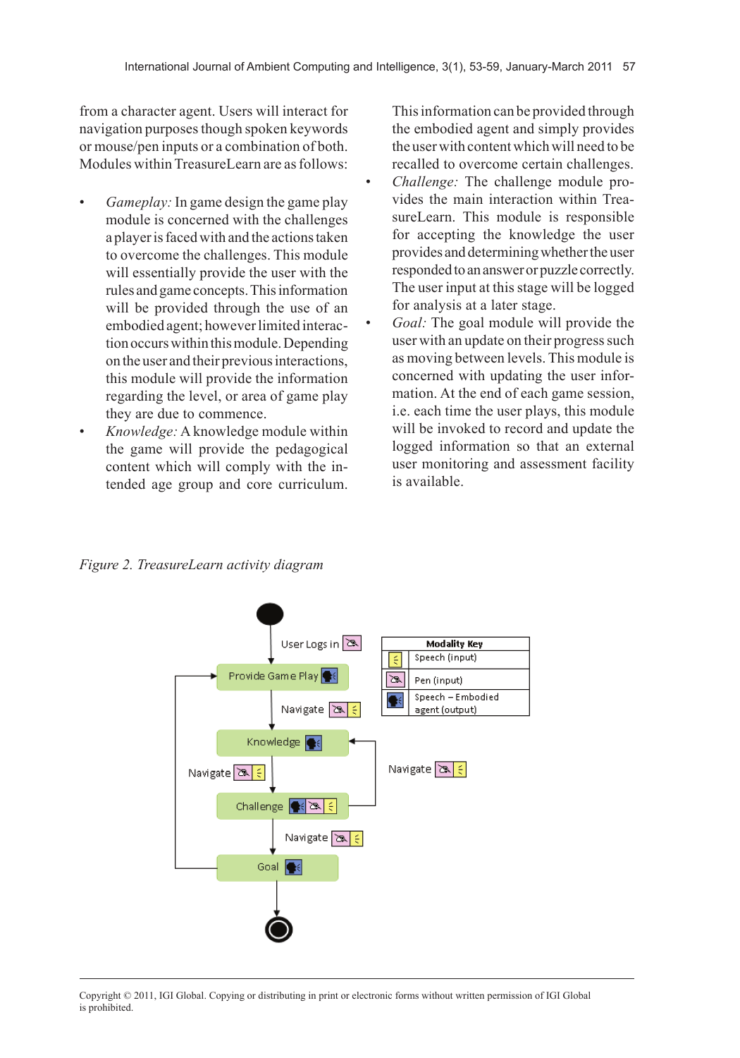from a character agent. Users will interact for navigation purposes though spoken keywords or mouse/pen inputs or a combination of both. Modules within TreasureLearn are as follows:

- *Gameplay:* In game design the game play module is concerned with the challenges a player is faced with and the actions taken to overcome the challenges. This module will essentially provide the user with the rules and game concepts. This information will be provided through the use of an embodied agent; however limited interaction occurs within this module. Depending on the user and their previous interactions, this module will provide the information regarding the level, or area of game play they are due to commence.
- *Knowledge:* A knowledge module within the game will provide the pedagogical content which will comply with the intended age group and core curriculum. This information can be provided through the embodied agent and simply provides the user with content which will need to be recalled to overcome certain challenges.
- *Challenge:* The challenge module provides the main interaction within TreasureLearn. This module is responsible for accepting the knowledge the user provides and determining whether the user responded to an answer or puzzle correctly. The user input at this stage will be logged for analysis at a later stage.
- *Goal:* The goal module will provide the user with an update on their progress such as moving between levels. This module is concerned with updating the user information. At the end of each game session, i.e. each time the user plays, this module will be invoked to record and update the logged information so that an external user monitoring and assessment facility is available.

*Figure 2. TreasureLearn activity diagram*

| Modality Key | |
|---|---|
| | Speech (input) |
| | Pen (input) |
| | Speech – Embodied agent (output) |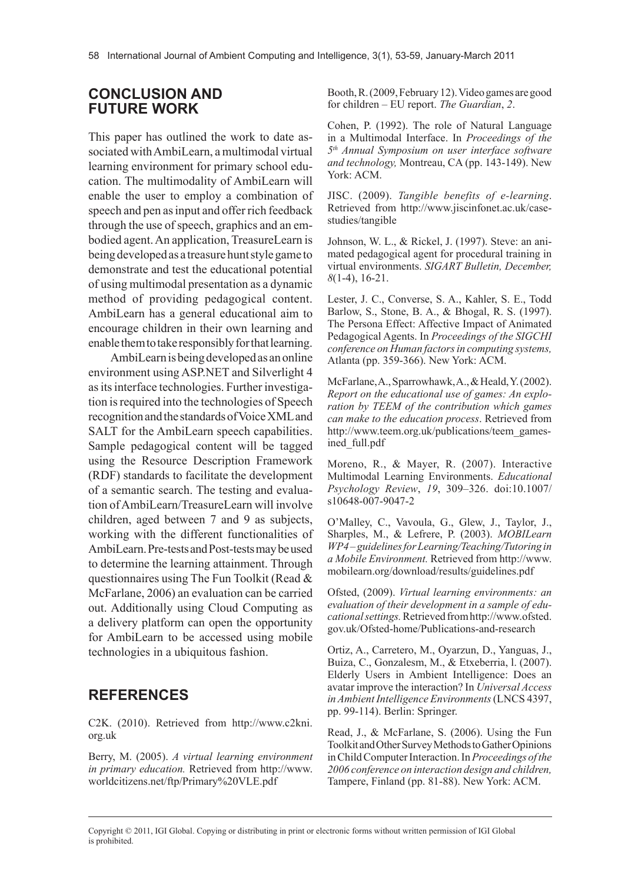## CONCLUSION AND FUTURE WORK

This paper has outlined the work to date associated with AmbiLearn, a multimodal virtual learning environment for primary school education. The multimodality of AmbiLearn will enable the user to employ a combination of speech and pen as input and offer rich feedback through the use of speech, graphics and an embodied agent. An application, TreasureLearn is being developed as a treasure hunt style game to demonstrate and test the educational potential of using multimodal presentation as a dynamic method of providing pedagogical content. AmbiLearn has a general educational aim to encourage children in their own learning and enable them to take responsibly for that learning.

AmbiLearn is being developed as an online environment using ASP.NET and Silverlight 4 as its interface technologies. Further investigation is required into the technologies of Speech recognition and the standards of Voice XML and SALT for the AmbiLearn speech capabilities. Sample pedagogical content will be tagged using the Resource Description Framework (RDF) standards to facilitate the development of a semantic search. The testing and evaluation of AmbiLearn/TreasureLearn will involve children, aged between 7 and 9 as subjects, working with the different functionalities of AmbiLearn. Pre-tests and Post-tests may be used to determine the learning attainment. Through questionnaires using The Fun Toolkit (Read & McFarlane, 2006) an evaluation can be carried out. Additionally using Cloud Computing as a delivery platform can open the opportunity for AmbiLearn to be accessed using mobile technologies in a ubiquitous fashion.

## REFERENCES

C2K. (2010). Retrieved from http://www.c2kni.org.uk

Berry, M. (2005). *A virtual learning environment in primary education.* Retrieved from http://www.worldcitizens.net/ftp/Primary%20VLE.pdf

Booth, R. (2009, February 12). Video games are good for children – EU report. *The Guardian*, *2*.

Cohen, P. (1992). The role of Natural Language in a Multimodal Interface. In *Proceedings of the 5th Annual Symposium on user interface software and technology,* Montreau, CA (pp. 143-149). New York: ACM.

JISC. (2009). *Tangible benefits of e-learning*. Retrieved from http://www.jiscinfonet.ac.uk/case-studies/tangible

Johnson, W. L., & Rickel, J. (1997). Steve: an animated pedagogical agent for procedural training in virtual environments. *SIGART Bulletin, December, 8*(1-4), 16-21.

Lester, J. C., Converse, S. A., Kahler, S. E., Todd Barlow, S., Stone, B. A., & Bhogal, R. S. (1997). The Persona Effect: Affective Impact of Animated Pedagogical Agents. In *Proceedings of the SIGCHI conference on Human factors in computing systems,* Atlanta (pp. 359-366). New York: ACM.

McFarlane, A., Sparrowhawk, A., & Heald, Y. (2002). *Report on the educational use of games: An exploration by TEEM of the contribution which games can make to the education process*. Retrieved from http://www.teem.org.uk/publications/teem_gamesined_full.pdf

Moreno, R., & Mayer, R. (2007). Interactive Multimodal Learning Environments. *Educational Psychology Review*, *19*, 309–326. doi:10.1007/s10648-007-9047-2

O'Malley, C., Vavoula, G., Glew, J., Taylor, J., Sharples, M., & Lefrere, P. (2003). *MOBILearn WP4 – guidelines for Learning/Teaching/Tutoring in a Mobile Environment.* Retrieved from http://www.mobilearn.org/download/results/guidelines.pdf

Ofsted, (2009). *Virtual learning environments: an evaluation of their development in a sample of educational settings.* Retrieved from http://www.ofsted.gov.uk/Ofsted-home/Publications-and-research

Ortiz, A., Carretero, M., Oyarzun, D., Yanguas, J., Buiza, C., Gonzalesm, M., & Etxeberria, l. (2007). Elderly Users in Ambient Intelligence: Does an avatar improve the interaction? In *Universal Access in Ambient Intelligence Environments* (LNCS 4397, pp. 99-114). Berlin: Springer.

Read, J., & McFarlane, S. (2006). Using the Fun Toolkit and Other Survey Methods to Gather Opinions in Child Computer Interaction. In *Proceedings of the 2006 conference on interaction design and children,* Tampere, Finland (pp. 81-88). New York: ACM.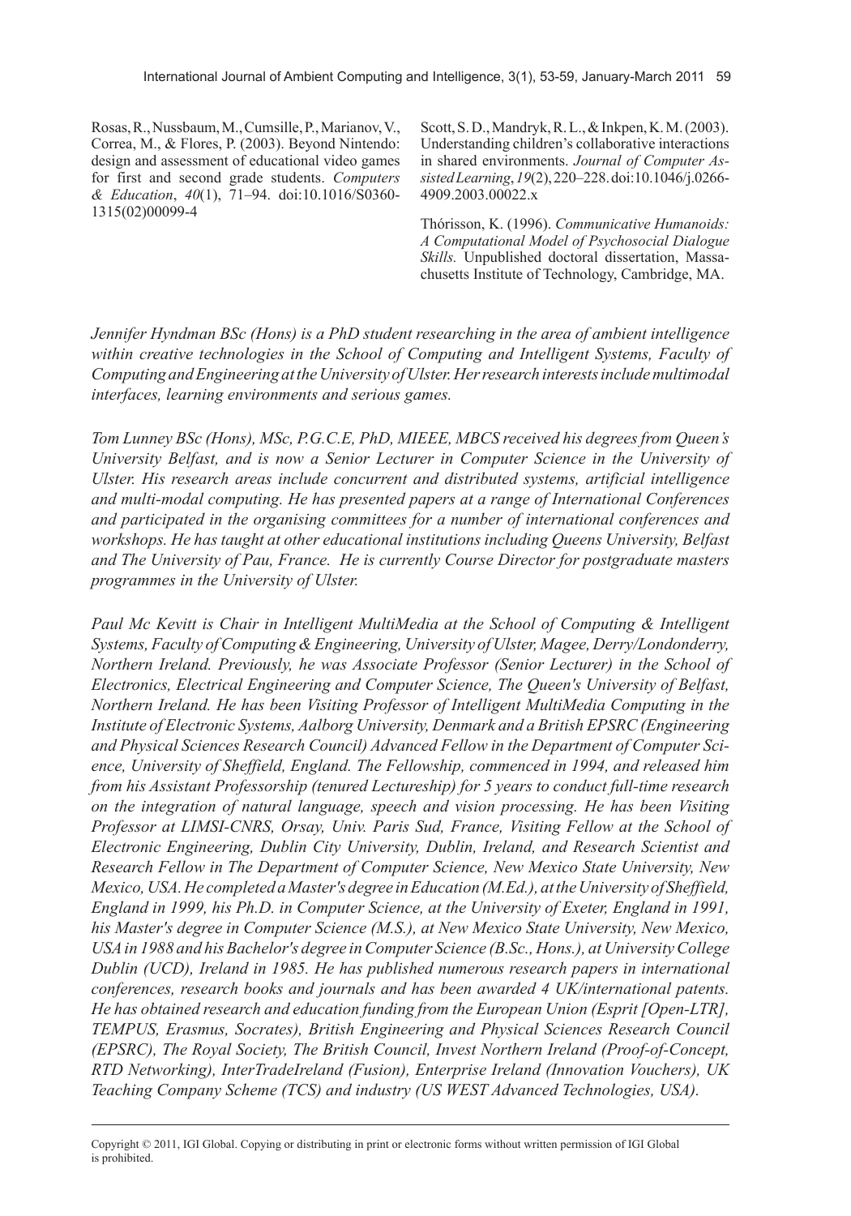Rosas, R., Nussbaum, M., Cumsille, P., Marianov, V., Correa, M., & Flores, P. (2003). Beyond Nintendo: design and assessment of educational video games for first and second grade students. *Computers & Education*, *40*(1), 71–94. doi:10.1016/S0360-1315(02)00099-4

Scott, S. D., Mandryk, R. L., & Inkpen, K. M. (2003). Understanding children's collaborative interactions in shared environments. *Journal of Computer Assisted Learning*, *19*(2), 220–228. doi:10.1046/j.0266-4909.2003.00022.x

Thórisson, K. (1996). *Communicative Humanoids: A Computational Model of Psychosocial Dialogue Skills.* Unpublished doctoral dissertation, Massachusetts Institute of Technology, Cambridge, MA.

*Jennifer Hyndman BSc (Hons) is a PhD student researching in the area of ambient intelligence within creative technologies in the School of Computing and Intelligent Systems, Faculty of Computing and Engineering at the University of Ulster. Her research interests include multimodal interfaces, learning environments and serious games.*

*Tom Lunney BSc (Hons), MSc, P.G.C.E, PhD, MIEEE, MBCS received his degrees from Queen's University Belfast, and is now a Senior Lecturer in Computer Science in the University of Ulster. His research areas include concurrent and distributed systems, artificial intelligence and multi-modal computing. He has presented papers at a range of International Conferences and participated in the organising committees for a number of international conferences and workshops. He has taught at other educational institutions including Queens University, Belfast and The University of Pau, France. He is currently Course Director for postgraduate masters programmes in the University of Ulster.*

*Paul Mc Kevitt is Chair in Intelligent MultiMedia at the School of Computing & Intelligent Systems, Faculty of Computing & Engineering, University of Ulster, Magee, Derry/Londonderry, Northern Ireland. Previously, he was Associate Professor (Senior Lecturer) in the School of Electronics, Electrical Engineering and Computer Science, The Queen's University of Belfast, Northern Ireland. He has been Visiting Professor of Intelligent MultiMedia Computing in the Institute of Electronic Systems, Aalborg University, Denmark and a British EPSRC (Engineering and Physical Sciences Research Council) Advanced Fellow in the Department of Computer Science, University of Sheffield, England. The Fellowship, commenced in 1994, and released him from his Assistant Professorship (tenured Lectureship) for 5 years to conduct full-time research on the integration of natural language, speech and vision processing. He has been Visiting Professor at LIMSI-CNRS, Orsay, Univ. Paris Sud, France, Visiting Fellow at the School of Electronic Engineering, Dublin City University, Dublin, Ireland, and Research Scientist and Research Fellow in The Department of Computer Science, New Mexico State University, New Mexico, USA. He completed a Master's degree in Education (M.Ed.), at the University of Sheffield, England in 1999, his Ph.D. in Computer Science, at the University of Exeter, England in 1991, his Master's degree in Computer Science (M.S.), at New Mexico State University, New Mexico, USA in 1988 and his Bachelor's degree in Computer Science (B.Sc., Hons.), at University College Dublin (UCD), Ireland in 1985. He has published numerous research papers in international conferences, research books and journals and has been awarded 4 UK/international patents. He has obtained research and education funding from the European Union (Esprit [Open-LTR], TEMPUS, Erasmus, Socrates), British Engineering and Physical Sciences Research Council (EPSRC), The Royal Society, The British Council, Invest Northern Ireland (Proof-of-Concept, RTD Networking), InterTradeIreland (Fusion), Enterprise Ireland (Innovation Vouchers), UK Teaching Company Scheme (TCS) and industry (US WEST Advanced Technologies, USA).*